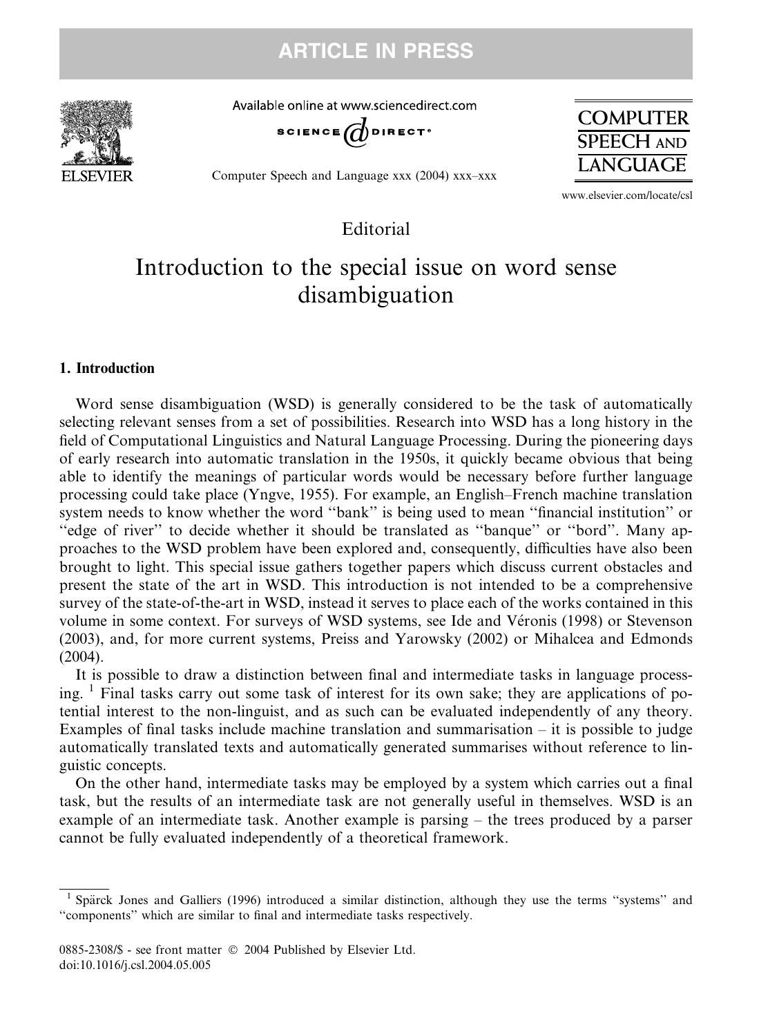Editorial

# Introduction to the special issue on word sense disambiguation

## 1. Introduction

Word sense disambiguation (WSD) is generally considered to be the task of automatically selecting relevant senses from a set of possibilities. Research into WSD has a long history in the field of Computational Linguistics and Natural Language Processing. During the pioneering days of early research into automatic translation in the 1950s, it quickly became obvious that being able to identify the meanings of particular words would be necessary before further language processing could take place (Yngve, 1955). For example, an English–French machine translation system needs to know whether the word "bank" is being used to mean "financial institution" or "edge of river" to decide whether it should be translated as "banque" or "bord". Many approaches to the WSD problem have been explored and, consequently, difficulties have also been brought to light. This special issue gathers together papers which discuss current obstacles and present the state of the art in WSD. This introduction is not intended to be a comprehensive survey of the state-of-the-art in WSD, instead it serves to place each of the works contained in this volume in some context. For surveys of WSD systems, see Ide and Véronis (1998) or Stevenson (2003), and, for more current systems, Preiss and Yarowsky (2002) or Mihalcea and Edmonds (2004).

It is possible to draw a distinction between final and intermediate tasks in language processing. [1] Final tasks carry out some task of interest for its own sake; they are applications of potential interest to the non-linguist, and as such can be evaluated independently of any theory. Examples of final tasks include machine translation and summarisation – it is possible to judge automatically translated texts and automatically generated summarises without reference to linguistic concepts.

On the other hand, intermediate tasks may be employed by a system which carries out a final task, but the results of an intermediate task are not generally useful in themselves. WSD is an example of an intermediate task. Another example is parsing – the trees produced by a parser cannot be fully evaluated independently of a theoretical framework.

[1] Spärck Jones and Galliers (1996) introduced a similar distinction, although they use the terms "systems" and "components" which are similar to final and intermediate tasks respectively.

0885-2308/$ - see front matter © 2004 Published by Elsevier Ltd.
doi:10.1016/j.csl.2004.05.005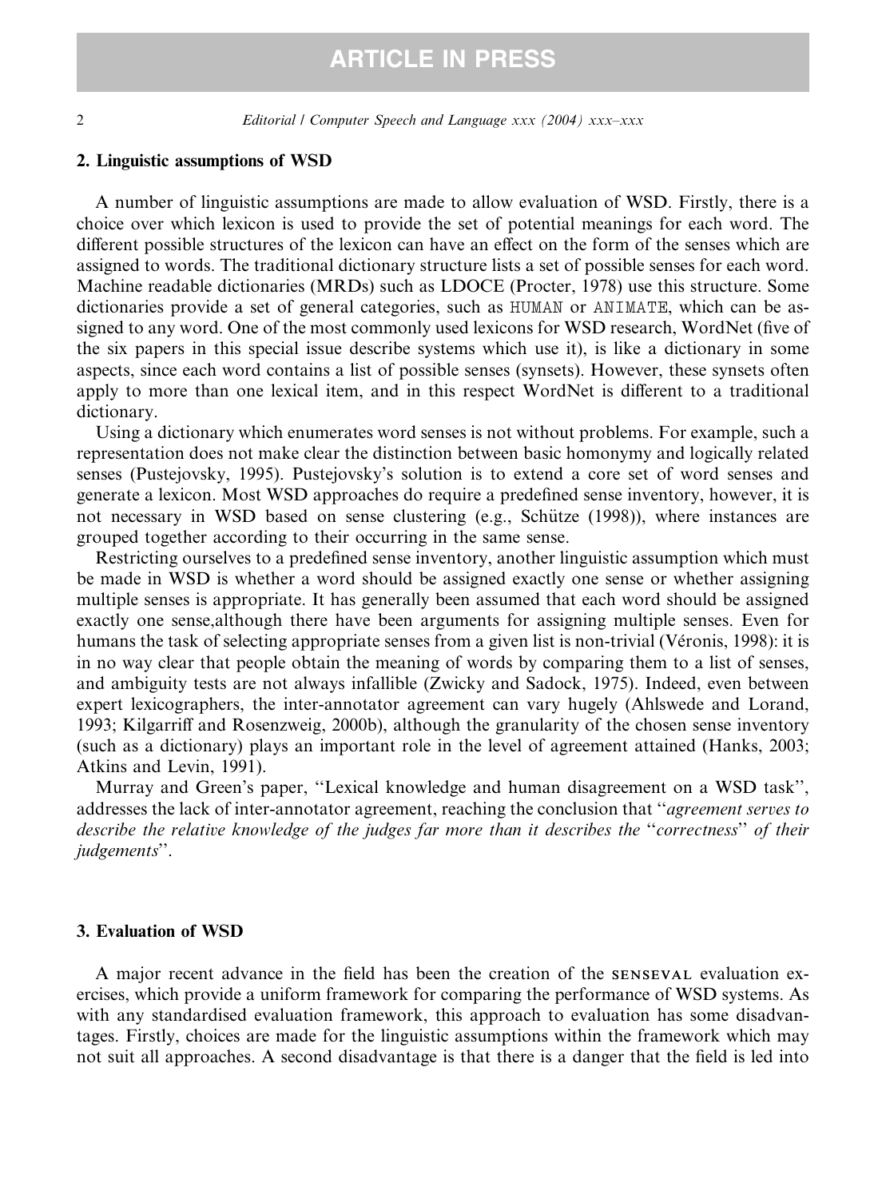## 2. Linguistic assumptions of WSD

A number of linguistic assumptions are made to allow evaluation of WSD. Firstly, there is a choice over which lexicon is used to provide the set of potential meanings for each word. The different possible structures of the lexicon can have an effect on the form of the senses which are assigned to words. The traditional dictionary structure lists a set of possible senses for each word. Machine readable dictionaries (MRDs) such as LDOCE (Procter, 1978) use this structure. Some dictionaries provide a set of general categories, such as HUMAN or ANIMATE, which can be assigned to any word. One of the most commonly used lexicons for WSD research, WordNet (five of the six papers in this special issue describe systems which use it), is like a dictionary in some aspects, since each word contains a list of possible senses (synsets). However, these synsets often apply to more than one lexical item, and in this respect WordNet is different to a traditional dictionary.

Using a dictionary which enumerates word senses is not without problems. For example, such a representation does not make clear the distinction between basic homonymy and logically related senses (Pustejovsky, 1995). Pustejovsky's solution is to extend a core set of word senses and generate a lexicon. Most WSD approaches do require a predefined sense inventory, however, it is not necessary in WSD based on sense clustering (e.g., Schütze (1998)), where instances are grouped together according to their occurring in the same sense.

Restricting ourselves to a predefined sense inventory, another linguistic assumption which must be made in WSD is whether a word should be assigned exactly one sense or whether assigning multiple senses is appropriate. It has generally been assumed that each word should be assigned exactly one sense,although there have been arguments for assigning multiple senses. Even for humans the task of selecting appropriate senses from a given list is non-trivial (Véronis, 1998): it is in no way clear that people obtain the meaning of words by comparing them to a list of senses, and ambiguity tests are not always infallible (Zwicky and Sadock, 1975). Indeed, even between expert lexicographers, the inter-annotator agreement can vary hugely (Ahlswede and Lorand, 1993; Kilgarriff and Rosenzweig, 2000b), although the granularity of the chosen sense inventory (such as a dictionary) plays an important role in the level of agreement attained (Hanks, 2003; Atkins and Levin, 1991).

Murray and Green's paper, "Lexical knowledge and human disagreement on a WSD task", addresses the lack of inter-annotator agreement, reaching the conclusion that "*agreement serves to describe the relative knowledge of the judges far more than it describes the "correctness" of their judgements*".

## 3. Evaluation of WSD

A major recent advance in the field has been the creation of the SENSEVAL evaluation exercises, which provide a uniform framework for comparing the performance of WSD systems. As with any standardised evaluation framework, this approach to evaluation has some disadvantages. Firstly, choices are made for the linguistic assumptions within the framework which may not suit all approaches. A second disadvantage is that there is a danger that the field is led into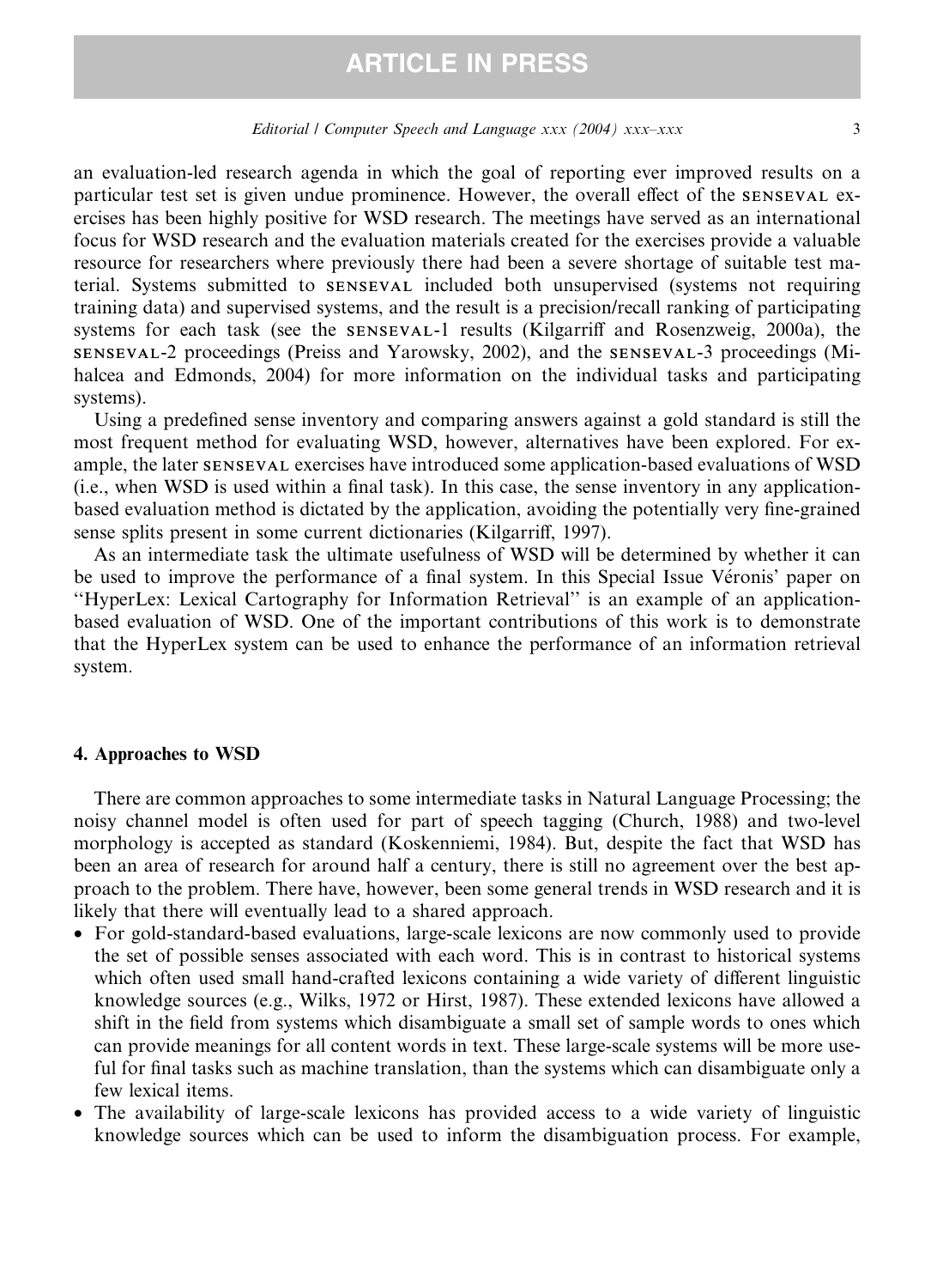an evaluation-led research agenda in which the goal of reporting ever improved results on a particular test set is given undue prominence. However, the overall effect of the SENSEVAL exercises has been highly positive for WSD research. The meetings have served as an international focus for WSD research and the evaluation materials created for the exercises provide a valuable resource for researchers where previously there had been a severe shortage of suitable test material. Systems submitted to SENSEVAL included both unsupervised (systems not requiring training data) and supervised systems, and the result is a precision/recall ranking of participating systems for each task (see the SENSEVAL-1 results (Kilgarriff and Rosenzweig, 2000a), the SENSEVAL-2 proceedings (Preiss and Yarowsky, 2002), and the SENSEVAL-3 proceedings (Mihalcea and Edmonds, 2004) for more information on the individual tasks and participating systems).

Using a predefined sense inventory and comparing answers against a gold standard is still the most frequent method for evaluating WSD, however, alternatives have been explored. For example, the later SENSEVAL exercises have introduced some application-based evaluations of WSD (i.e., when WSD is used within a final task). In this case, the sense inventory in any application-based evaluation method is dictated by the application, avoiding the potentially very fine-grained sense splits present in some current dictionaries (Kilgarriff, 1997).

As an intermediate task the ultimate usefulness of WSD will be determined by whether it can be used to improve the performance of a final system. In this Special Issue Véronis' paper on "HyperLex: Lexical Cartography for Information Retrieval" is an example of an application-based evaluation of WSD. One of the important contributions of this work is to demonstrate that the HyperLex system can be used to enhance the performance of an information retrieval system.

## 4. Approaches to WSD

There are common approaches to some intermediate tasks in Natural Language Processing; the noisy channel model is often used for part of speech tagging (Church, 1988) and two-level morphology is accepted as standard (Koskenniemi, 1984). But, despite the fact that WSD has been an area of research for around half a century, there is still no agreement over the best approach to the problem. There have, however, been some general trends in WSD research and it is likely that there will eventually lead to a shared approach.

- For gold-standard-based evaluations, large-scale lexicons are now commonly used to provide the set of possible senses associated with each word. This is in contrast to historical systems which often used small hand-crafted lexicons containing a wide variety of different linguistic knowledge sources (e.g., Wilks, 1972 or Hirst, 1987). These extended lexicons have allowed a shift in the field from systems which disambiguate a small set of sample words to ones which can provide meanings for all content words in text. These large-scale systems will be more useful for final tasks such as machine translation, than the systems which can disambiguate only a few lexical items.
- The availability of large-scale lexicons has provided access to a wide variety of linguistic knowledge sources which can be used to inform the disambiguation process. For example,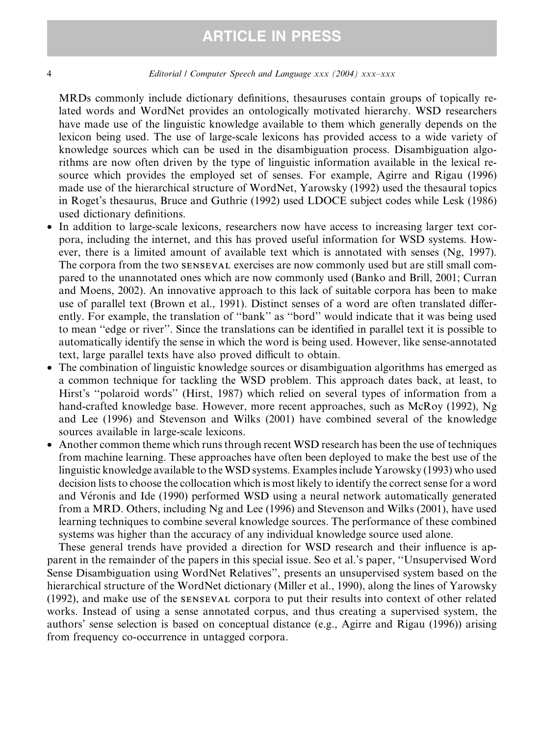MRDs commonly include dictionary definitions, thesauruses contain groups of topically related words and WordNet provides an ontologically motivated hierarchy. WSD researchers have made use of the linguistic knowledge available to them which generally depends on the lexicon being used. The use of large-scale lexicons has provided access to a wide variety of knowledge sources which can be used in the disambiguation process. Disambiguation algorithms are now often driven by the type of linguistic information available in the lexical resource which provides the employed set of senses. For example, Agirre and Rigau (1996) made use of the hierarchical structure of WordNet, Yarowsky (1992) used the thesaural topics in Roget's thesaurus, Bruce and Guthrie (1992) used LDOCE subject codes while Lesk (1986) used dictionary definitions.

- In addition to large-scale lexicons, researchers now have access to increasing larger text corpora, including the internet, and this has proved useful information for WSD systems. However, there is a limited amount of available text which is annotated with senses (Ng, 1997). The corpora from the two SENSEVAL exercises are now commonly used but are still small compared to the unannotated ones which are now commonly used (Banko and Brill, 2001; Curran and Moens, 2002). An innovative approach to this lack of suitable corpora has been to make use of parallel text (Brown et al., 1991). Distinct senses of a word are often translated differently. For example, the translation of "bank" as "bord" would indicate that it was being used to mean "edge or river". Since the translations can be identified in parallel text it is possible to automatically identify the sense in which the word is being used. However, like sense-annotated text, large parallel texts have also proved difficult to obtain.
- The combination of linguistic knowledge sources or disambiguation algorithms has emerged as a common technique for tackling the WSD problem. This approach dates back, at least, to Hirst's "polaroid words" (Hirst, 1987) which relied on several types of information from a hand-crafted knowledge base. However, more recent approaches, such as McRoy (1992), Ng and Lee (1996) and Stevenson and Wilks (2001) have combined several of the knowledge sources available in large-scale lexicons.
- Another common theme which runs through recent WSD research has been the use of techniques from machine learning. These approaches have often been deployed to make the best use of the linguistic knowledge available to the WSD systems. Examples include Yarowsky (1993) who used decision lists to choose the collocation which is most likely to identify the correct sense for a word and Véronis and Ide (1990) performed WSD using a neural network automatically generated from a MRD. Others, including Ng and Lee (1996) and Stevenson and Wilks (2001), have used learning techniques to combine several knowledge sources. The performance of these combined systems was higher than the accuracy of any individual knowledge source used alone.

These general trends have provided a direction for WSD research and their influence is apparent in the remainder of the papers in this special issue. Seo et al.'s paper, "Unsupervised Word Sense Disambiguation using WordNet Relatives", presents an unsupervised system based on the hierarchical structure of the WordNet dictionary (Miller et al., 1990), along the lines of Yarowsky (1992), and make use of the SENSEVAL corpora to put their results into context of other related works. Instead of using a sense annotated corpus, and thus creating a supervised system, the authors' sense selection is based on conceptual distance (e.g., Agirre and Rigau (1996)) arising from frequency co-occurrence in untagged corpora.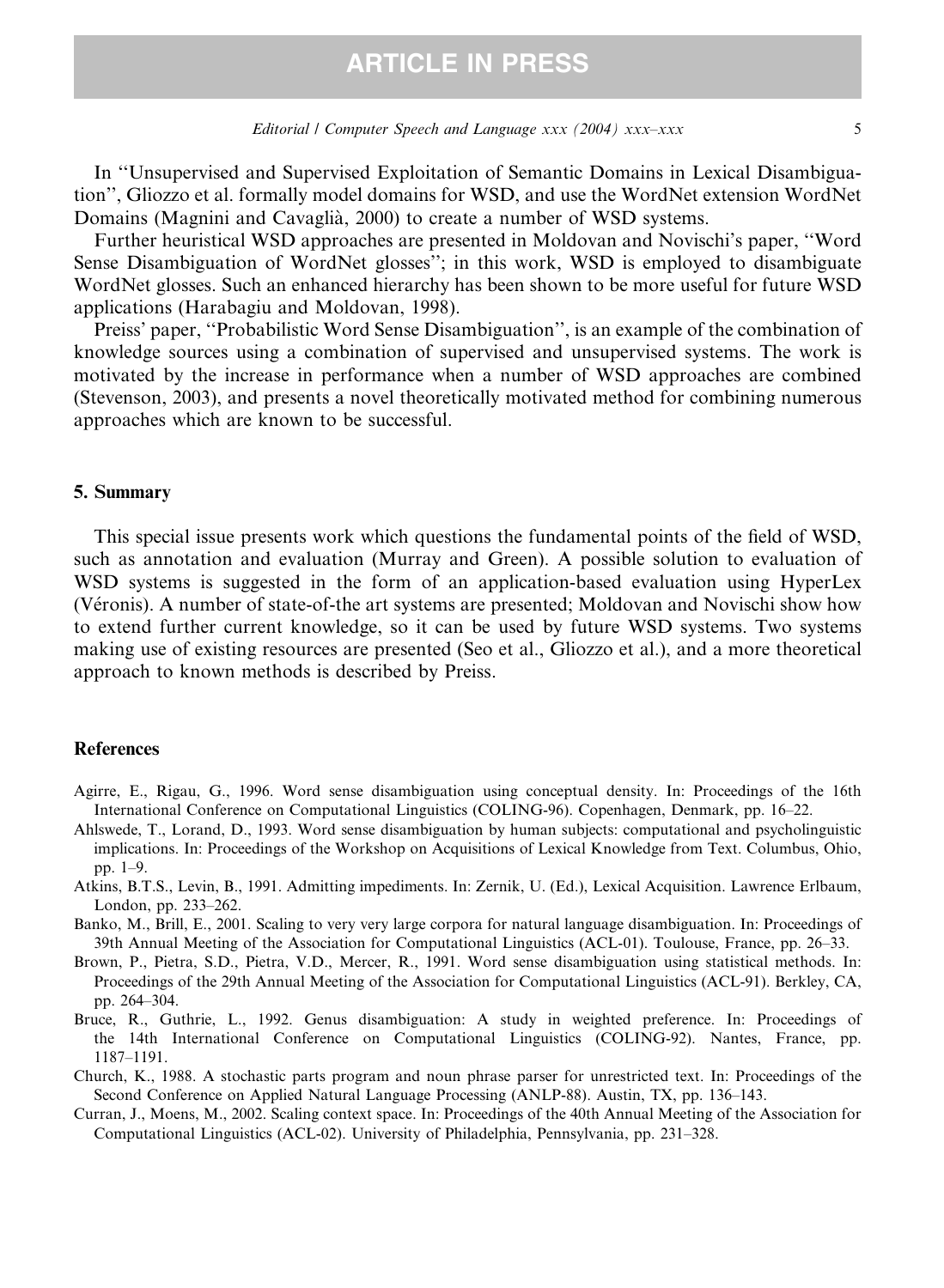In "Unsupervised and Supervised Exploitation of Semantic Domains in Lexical Disambiguation", Gliozzo et al. formally model domains for WSD, and use the WordNet extension WordNet Domains (Magnini and Cavaglià, 2000) to create a number of WSD systems.

Further heuristical WSD approaches are presented in Moldovan and Novischi's paper, "Word Sense Disambiguation of WordNet glosses"; in this work, WSD is employed to disambiguate WordNet glosses. Such an enhanced hierarchy has been shown to be more useful for future WSD applications (Harabagiu and Moldovan, 1998).

Preiss' paper, "Probabilistic Word Sense Disambiguation", is an example of the combination of knowledge sources using a combination of supervised and unsupervised systems. The work is motivated by the increase in performance when a number of WSD approaches are combined (Stevenson, 2003), and presents a novel theoretically motivated method for combining numerous approaches which are known to be successful.

## 5. Summary

This special issue presents work which questions the fundamental points of the field of WSD, such as annotation and evaluation (Murray and Green). A possible solution to evaluation of WSD systems is suggested in the form of an application-based evaluation using HyperLex (Véronis). A number of state-of-the art systems are presented; Moldovan and Novischi show how to extend further current knowledge, so it can be used by future WSD systems. Two systems making use of existing resources are presented (Seo et al., Gliozzo et al.), and a more theoretical approach to known methods is described by Preiss.

## References

Agirre, E., Rigau, G., 1996. Word sense disambiguation using conceptual density. In: Proceedings of the 16th International Conference on Computational Linguistics (COLING-96). Copenhagen, Denmark, pp. 16–22.

Ahlswede, T., Lorand, D., 1993. Word sense disambiguation by human subjects: computational and psycholinguistic implications. In: Proceedings of the Workshop on Acquisitions of Lexical Knowledge from Text. Columbus, Ohio, pp. 1–9.

Atkins, B.T.S., Levin, B., 1991. Admitting impediments. In: Zernik, U. (Ed.), Lexical Acquisition. Lawrence Erlbaum, London, pp. 233–262.

Banko, M., Brill, E., 2001. Scaling to very very large corpora for natural language disambiguation. In: Proceedings of 39th Annual Meeting of the Association for Computational Linguistics (ACL-01). Toulouse, France, pp. 26–33.

Brown, P., Pietra, S.D., Pietra, V.D., Mercer, R., 1991. Word sense disambiguation using statistical methods. In: Proceedings of the 29th Annual Meeting of the Association for Computational Linguistics (ACL-91). Berkley, CA, pp. 264–304.

Bruce, R., Guthrie, L., 1992. Genus disambiguation: A study in weighted preference. In: Proceedings of the 14th International Conference on Computational Linguistics (COLING-92). Nantes, France, pp. 1187–1191.

Church, K., 1988. A stochastic parts program and noun phrase parser for unrestricted text. In: Proceedings of the Second Conference on Applied Natural Language Processing (ANLP-88). Austin, TX, pp. 136–143.

Curran, J., Moens, M., 2002. Scaling context space. In: Proceedings of the 40th Annual Meeting of the Association for Computational Linguistics (ACL-02). University of Philadelphia, Pennsylvania, pp. 231–328.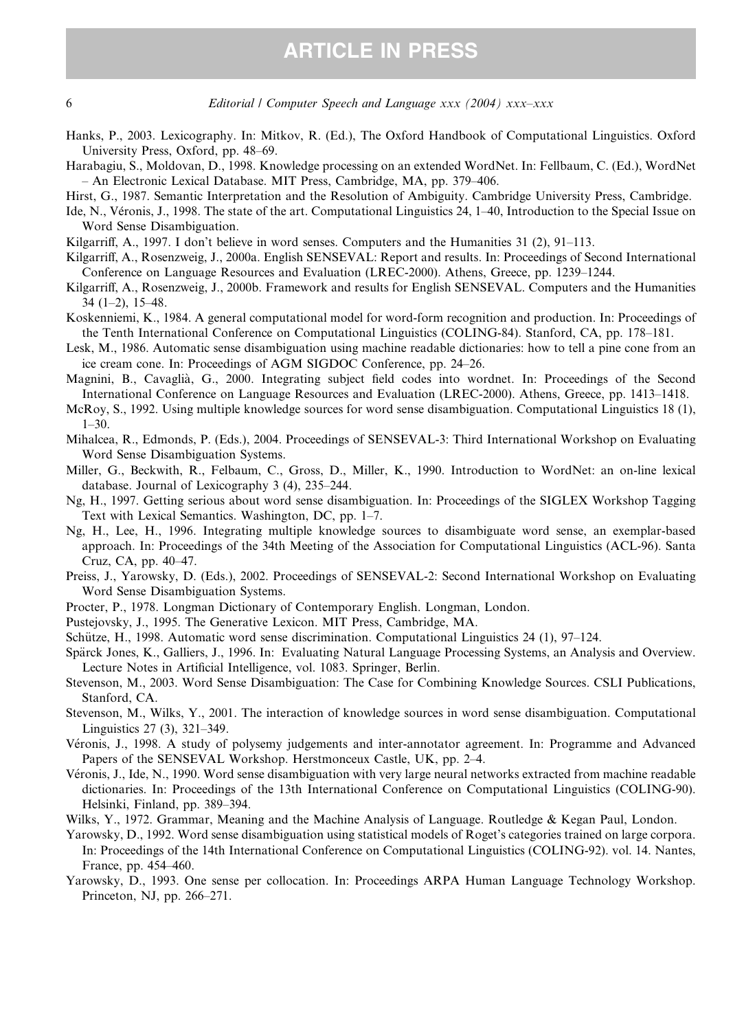Hanks, P., 2003. Lexicography. In: Mitkov, R. (Ed.), The Oxford Handbook of Computational Linguistics. Oxford University Press, Oxford, pp. 48–69.

Harabagiu, S., Moldovan, D., 1998. Knowledge processing on an extended WordNet. In: Fellbaum, C. (Ed.), WordNet – An Electronic Lexical Database. MIT Press, Cambridge, MA, pp. 379–406.

Hirst, G., 1987. Semantic Interpretation and the Resolution of Ambiguity. Cambridge University Press, Cambridge.

Ide, N., Véronis, J., 1998. The state of the art. Computational Linguistics 24, 1–40, Introduction to the Special Issue on Word Sense Disambiguation.

Kilgarriff, A., 1997. I don't believe in word senses. Computers and the Humanities 31 (2), 91–113.

Kilgarriff, A., Rosenzweig, J., 2000a. English SENSEVAL: Report and results. In: Proceedings of Second International Conference on Language Resources and Evaluation (LREC-2000). Athens, Greece, pp. 1239–1244.

Kilgarriff, A., Rosenzweig, J., 2000b. Framework and results for English SENSEVAL. Computers and the Humanities 34 (1–2), 15–48.

Koskenniemi, K., 1984. A general computational model for word-form recognition and production. In: Proceedings of the Tenth International Conference on Computational Linguistics (COLING-84). Stanford, CA, pp. 178–181.

Lesk, M., 1986. Automatic sense disambiguation using machine readable dictionaries: how to tell a pine cone from an ice cream cone. In: Proceedings of AGM SIGDOC Conference, pp. 24–26.

Magnini, B., Cavaglià, G., 2000. Integrating subject field codes into wordnet. In: Proceedings of the Second International Conference on Language Resources and Evaluation (LREC-2000). Athens, Greece, pp. 1413–1418.

McRoy, S., 1992. Using multiple knowledge sources for word sense disambiguation. Computational Linguistics 18 (1), 1–30.

Mihalcea, R., Edmonds, P. (Eds.), 2004. Proceedings of SENSEVAL-3: Third International Workshop on Evaluating Word Sense Disambiguation Systems.

Miller, G., Beckwith, R., Felbaum, C., Gross, D., Miller, K., 1990. Introduction to WordNet: an on-line lexical database. Journal of Lexicography 3 (4), 235–244.

Ng, H., 1997. Getting serious about word sense disambiguation. In: Proceedings of the SIGLEX Workshop Tagging Text with Lexical Semantics. Washington, DC, pp. 1–7.

Ng, H., Lee, H., 1996. Integrating multiple knowledge sources to disambiguate word sense, an exemplar-based approach. In: Proceedings of the 34th Meeting of the Association for Computational Linguistics (ACL-96). Santa Cruz, CA, pp. 40–47.

Preiss, J., Yarowsky, D. (Eds.), 2002. Proceedings of SENSEVAL-2: Second International Workshop on Evaluating Word Sense Disambiguation Systems.

Procter, P., 1978. Longman Dictionary of Contemporary English. Longman, London.

Pustejovsky, J., 1995. The Generative Lexicon. MIT Press, Cambridge, MA.

Schütze, H., 1998. Automatic word sense discrimination. Computational Linguistics 24 (1), 97–124.

Spärck Jones, K., Galliers, J., 1996. In: Evaluating Natural Language Processing Systems, an Analysis and Overview. Lecture Notes in Artificial Intelligence, vol. 1083. Springer, Berlin.

Stevenson, M., 2003. Word Sense Disambiguation: The Case for Combining Knowledge Sources. CSLI Publications, Stanford, CA.

Stevenson, M., Wilks, Y., 2001. The interaction of knowledge sources in word sense disambiguation. Computational Linguistics 27 (3), 321–349.

Véronis, J., 1998. A study of polysemy judgements and inter-annotator agreement. In: Programme and Advanced Papers of the SENSEVAL Workshop. Herstmonceux Castle, UK, pp. 2–4.

Véronis, J., Ide, N., 1990. Word sense disambiguation with very large neural networks extracted from machine readable dictionaries. In: Proceedings of the 13th International Conference on Computational Linguistics (COLING-90). Helsinki, Finland, pp. 389–394.

Wilks, Y., 1972. Grammar, Meaning and the Machine Analysis of Language. Routledge & Kegan Paul, London.

Yarowsky, D., 1992. Word sense disambiguation using statistical models of Roget's categories trained on large corpora. In: Proceedings of the 14th International Conference on Computational Linguistics (COLING-92). vol. 14. Nantes, France, pp. 454–460.

Yarowsky, D., 1993. One sense per collocation. In: Proceedings ARPA Human Language Technology Workshop. Princeton, NJ, pp. 266–271.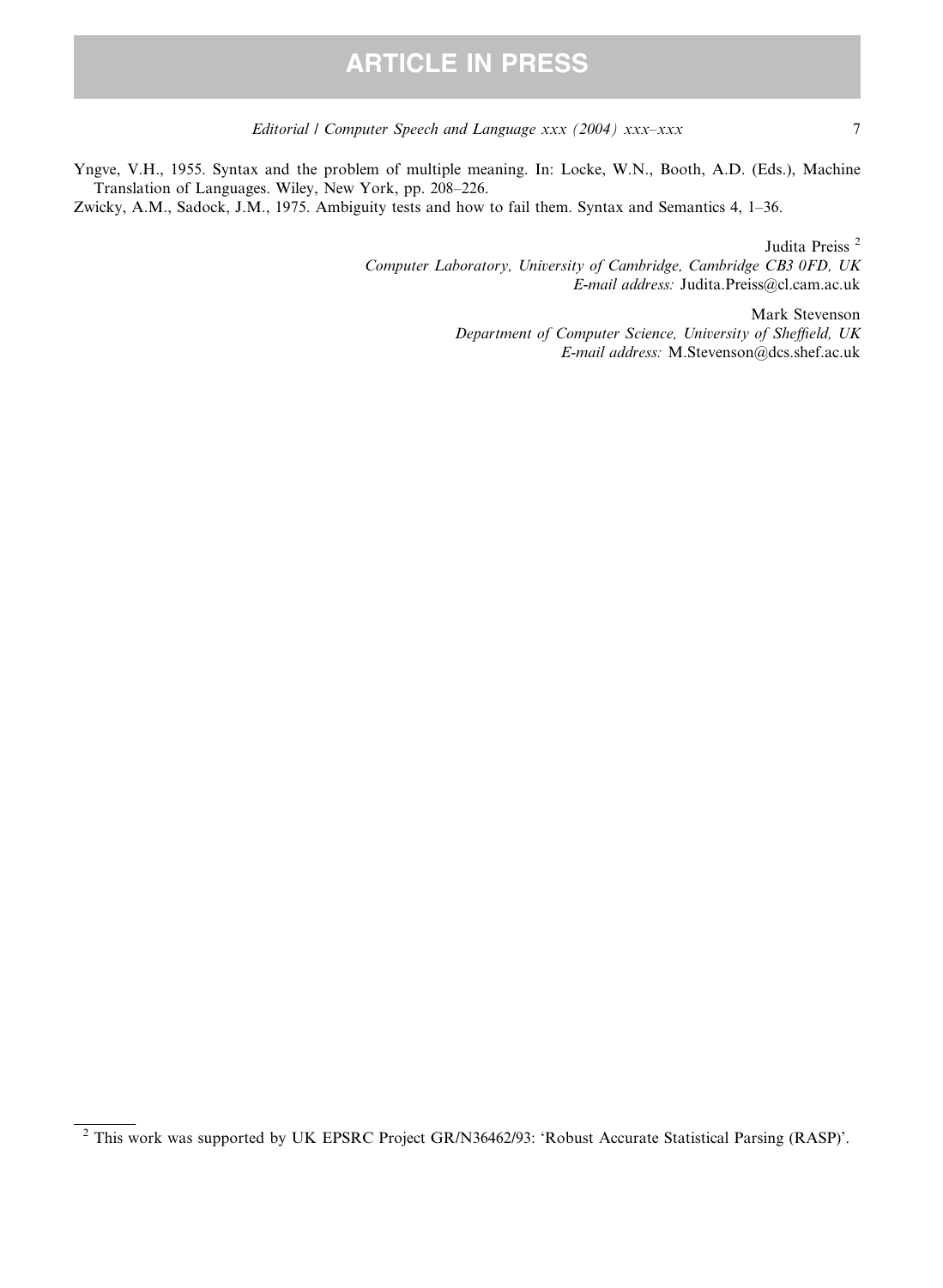Yngve, V.H., 1955. Syntax and the problem of multiple meaning. In: Locke, W.N., Booth, A.D. (Eds.), Machine Translation of Languages. Wiley, New York, pp. 208–226.

Zwicky, A.M., Sadock, J.M., 1975. Ambiguity tests and how to fail them. Syntax and Semantics 4, 1–36.

Judita Preiss [2]
*Computer Laboratory, University of Cambridge, Cambridge CB3 0FD, UK*
*E-mail address:* Judita.Preiss@cl.cam.ac.uk

Mark Stevenson
*Department of Computer Science, University of Sheffield, UK*
*E-mail address:* M.Stevenson@dcs.shef.ac.uk

[2] This work was supported by UK EPSRC Project GR/N36462/93: 'Robust Accurate Statistical Parsing (RASP)'.